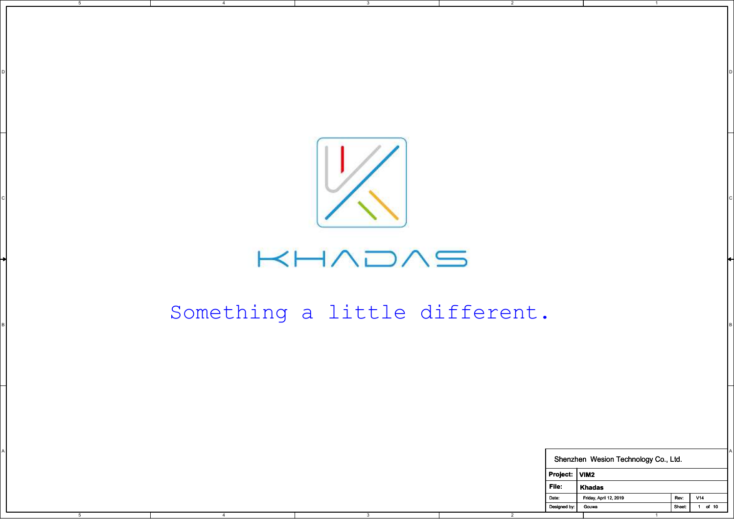KHADAS

Something a little different.

| Shenzhen Wesion Technology Co., Ltd. | | | |
|---|---|---|---|
| Project: | VIM2 | | |
| File: | Khadas | | |
| Date: | Friday, April 12, 2019 | Rev: | V14 |
| Designed by: | Gouwa | Sheet: | 1 of 10 |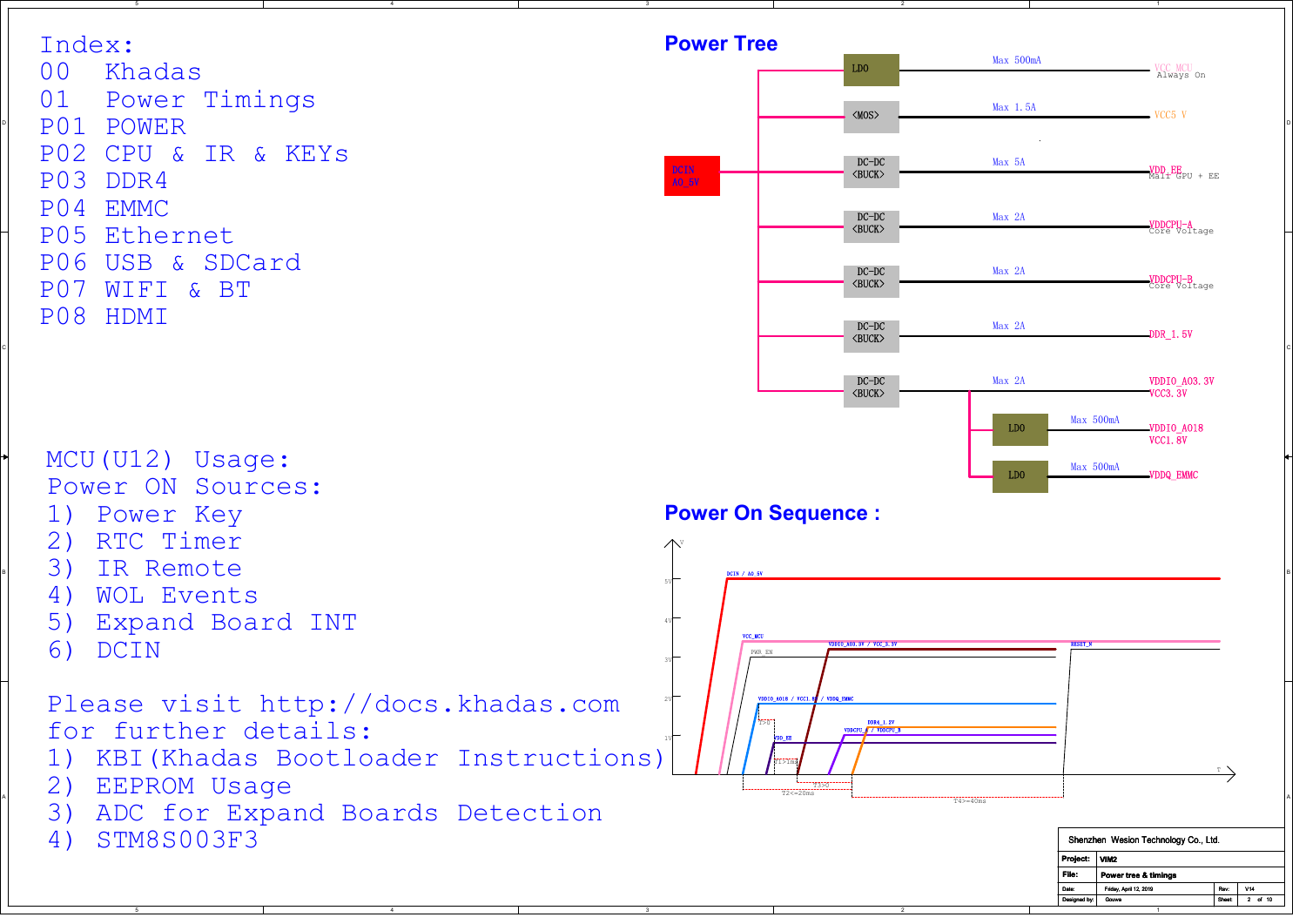Index:

00 Khadas
01 Power Timings
P01 POWER
P02 CPU & IR & KEYs
P03 DDR4
P04 EMMC
P05 Ethernet
P06 USB & SDCard
P07 WIFI & BT
P08 HDMI

MCU(U12) Usage:
Power ON Sources:

1) Power Key
2) RTC Timer
3) IR Remote
4) WOL Events
5) Expand Board INT
6) DCIN

Please visit http://docs.khadas.com for further details:

1) KBI(Khadas Bootloader Instructions)
2) EEPROM Usage
3) ADC for Expand Boards Detection
4) STM8S003F3

## Power Tree

DCIN A0_5V

| Regulator | Max Current | Output |
|---|---|---|
| LDO | Max 500mA | VCC_MCU Always On |
| <MOS> | Max 1.5A | VCC5 V |
| DC-DC <BUCK> | Max 5A | VDD_EE Main GPU + EE |
| DC-DC <BUCK> | Max 2A | VDDCPU-A Core Voltage |
| DC-DC <BUCK> | Max 2A | VDDCPU-B Core Voltage |
| DC-DC <BUCK> | Max 2A | DDR_1.5V |
| DC-DC <BUCK> | Max 2A | VDDIO_AO3.3V VCC3.3V |
| LDO (from VDDIO_AO3.3V) | Max 500mA | VDDIO_AO18 VCC1.8V |
| LDO (from VDDIO_AO3.3V) | Max 500mA | VDDQ_EMMC |

## Power On Sequence :

DCIN / A0_5V; VCC_MCU; PWR_EN; VDDIO_AO3.3V / VCC_3.3V; RESET_N; VDDIO_AO18 / VCC1.8V / VDDQ_EMMC; DDR4_1.2V; VDDCPU_A / VDDCPU_B; VDD_EE

T1>1ms; T2<=20ms; T3>0; T4>=40ms

Shenzhen Wesion Technology Co., Ltd.

| Project: | VIM2 | | |
|---|---|---|---|
| File: | Power tree & timings | | |
| Date: | Friday, April 12, 2019 | Rev: | V14 |
| Designed by: | Gouwa | Sheet | 2 of 10 |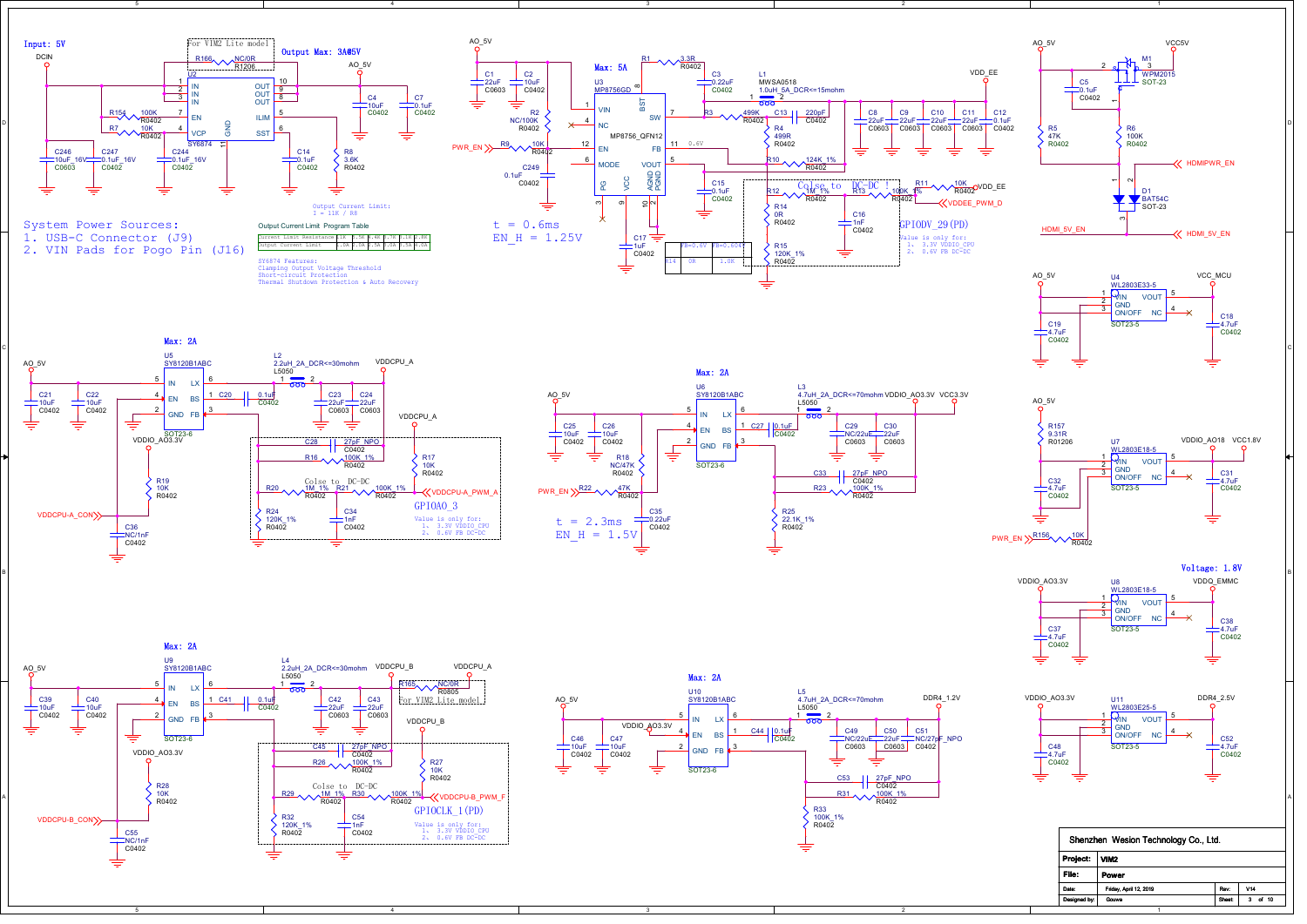Input: 5V

For VIM2 Lite model

Output Max: 3A@5V

System Power Sources:

1. USB-C Connector (J9)
2. VIN Pads for Pogo Pin (J16)

Output Current Limit:
I = 11K / R8

Output Current Limit Program Table

| Current Limit Resistance | 11K | 5.5K | 4.4K | 3.7K | 3.1K | 2.8K |
|---|---|---|---|---|---|---|
| Output Current Limit | 1.0A | 2.0A | 2.5A | 3.0A | 3.5A | 4.0A |

SY6874 Features:
Clamping Output Voltage Threshold
Short-circuit Protection
Thermal Shutdown Protection & Auto Recovery

Max: 5A

t = 0.6ms
EN_H = 1.25V

| | FB=0.6V | FB=0.604V |
|---|---|---|
| R14 | 0R | 1.0K |

Colse to DC-DC !

GPIODV_29(PD)

Value is only for:
1. 3.3V VDDIO_CPU
2. 0.6V FB DC-DC

Max: 2A

Colse to DC-DC

GPIOAO_3

Value is only for:
1. 3.3V VDDIO_CPU
2. 0.6V FB DC-DC

Max: 2A

t = 2.3ms
EN_H = 1.5V

Max: 2A

For VIM2 Lite model

Colse to DC-DC

GPIOCLK_1(PD)

Value is only for:
1. 3.3V VDDIO_CPU
2. 0.6V FB DC-DC

Max: 2A

Voltage: 1.8V

| | |
|---|---|
| Shenzhen Wesion Technology Co., Ltd. | |
| Project: | VIM2 |
| File: | Power |
| Date: | Friday, April 12, 2019 |
| Rev: | V14 |
| Designed by: | Gouwa |
| Sheet | 3 of 10 |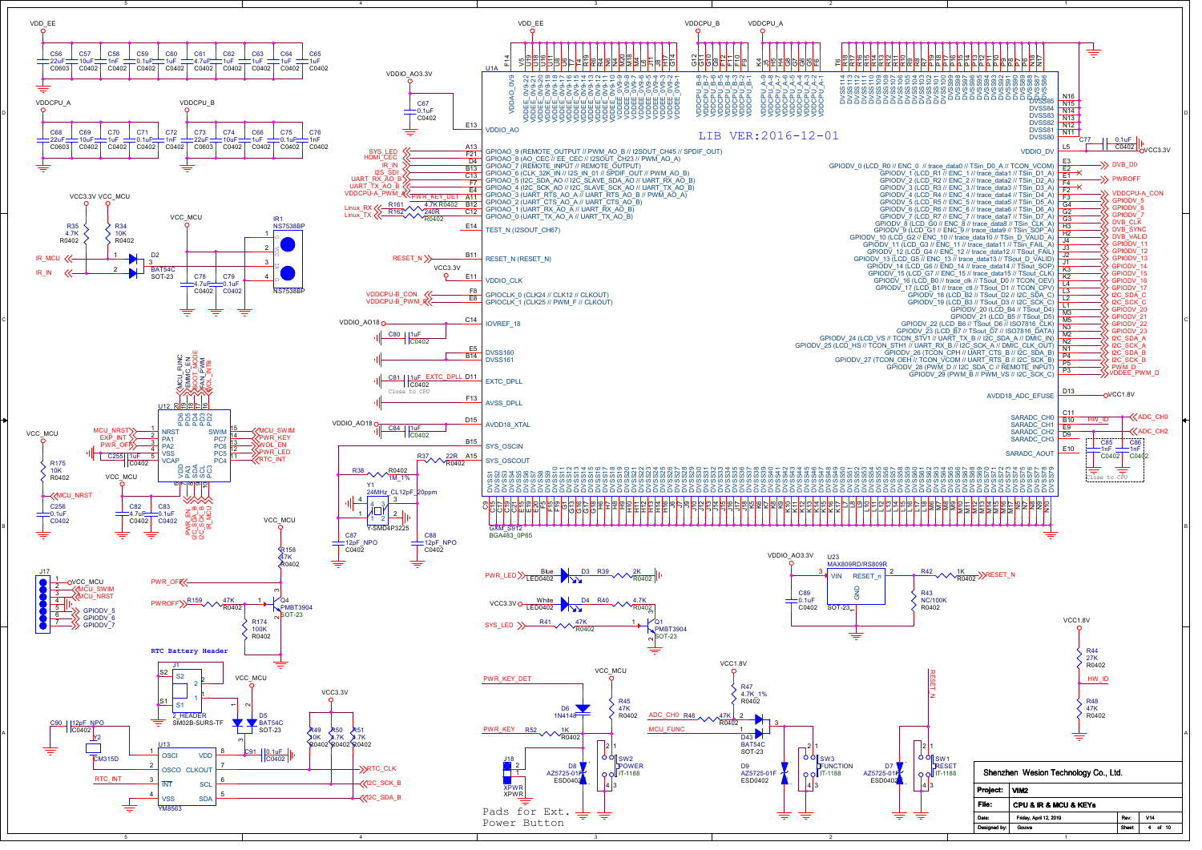LIB VER:2016-12-01

RTC Battery Header

Pads for Ext. Power Button

Close to CPU

| Shenzhen Wesion Technology Co., Ltd. | | | |
|---|---|---|---|
| Project: | VIM2 | | |
| File: | CPU & IR & MCU & KEYs | | |
| Date: | Friday, April 12, 2019 | Rev: | V14 |
| Designed by: | Gouwa | Sheet | 4 of 10 |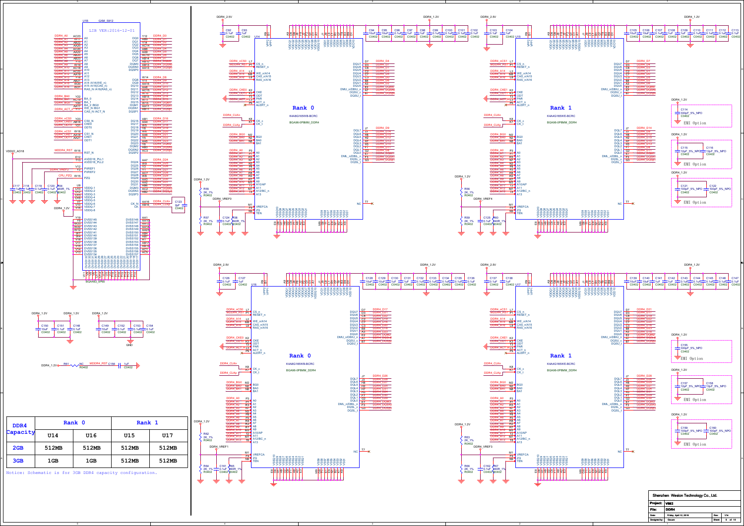| DDR4 Capacity | Rank 0 | | Rank 1 | |
|---|---|---|---|---|
| | U14 | U16 | U15 | U17 |
| 2GB | 512MB | 512MB | 512MB | 512MB |
| 3GB | 1GB | 1GB | 512MB | 512MB |

Notice: Schematic is for 3GB DDR4 capacity configuration.

Shenzhen Wesion Technology Co., Ltd.

Project: VIM2

File: DDR4

Date: Friday, April 12, 2019

Rev: V14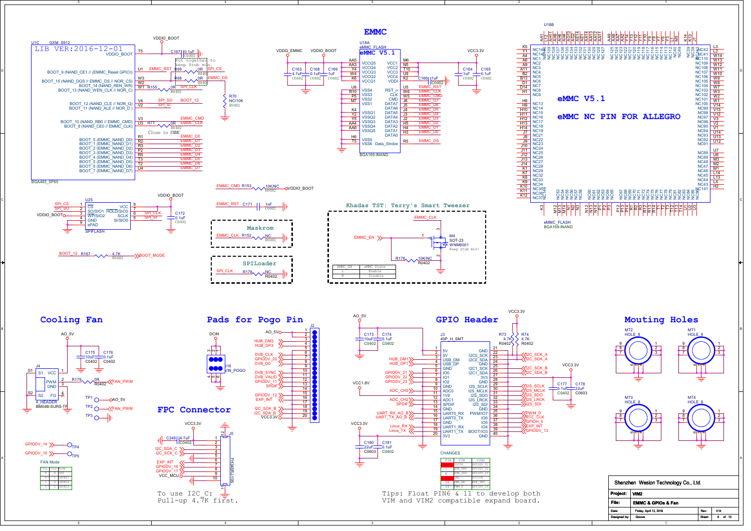## EMMC

eMMC V5.1

eMMC NC PIN FOR ALLEGRO

LIB VER:2016-12-01

Put together to keep stub min.

Close to EMMC

Khadas TST: Terry's Smart Tweezer

Keep stub min!

| EMMC_EN | eMMC State |
| --- | --- |
| L | Enable |
| H | Disable |

Maskrom

SPILoader

## Cooling Fan

FAN Mode

| CTL1 | CTL2 | Mode |
| --- | --- | --- |
| 0 | 0 | OFF |
| 0 | 1 | LEVEL1 |
| 1 | 0 | LEVEL2 |
| 1 | 1 | LEVEL3 |

## Pads for Pogo Pin

## FPC Connector

To use I2C_C:
Pull-up 4.7K first.

## GPIO Header

CHANGES

| PIN | VIM | VIM2 |
| --- | --- | --- |
| 6 | VCC5V | GPIODV_21 |
| 7 | HUB_DM2 | GPIODV_22 |
| 8 | HUB_DP2 | GPIODV_23 |
| 11 | GND | VCC1V8 |
| 15 | PWM_EN | EXP_INT |
| 33 | PWM_F | GPIODV_13 |

Tips: Float PIN6 & 11 to develop both VIM and VIM2 compatible expand board.

## Mouting Holes

| | |
| --- | --- |
| Shenzhen Wesion Technology Co., Ltd. | |
| Project: | VIM2 |
| File: | EMMC & GPIOs & Fan |
| Date: | Friday, April 12, 2019 |
| Rev: | V14 |
| Designed by: | Gouwa |
| Sheet | 6 of 10 |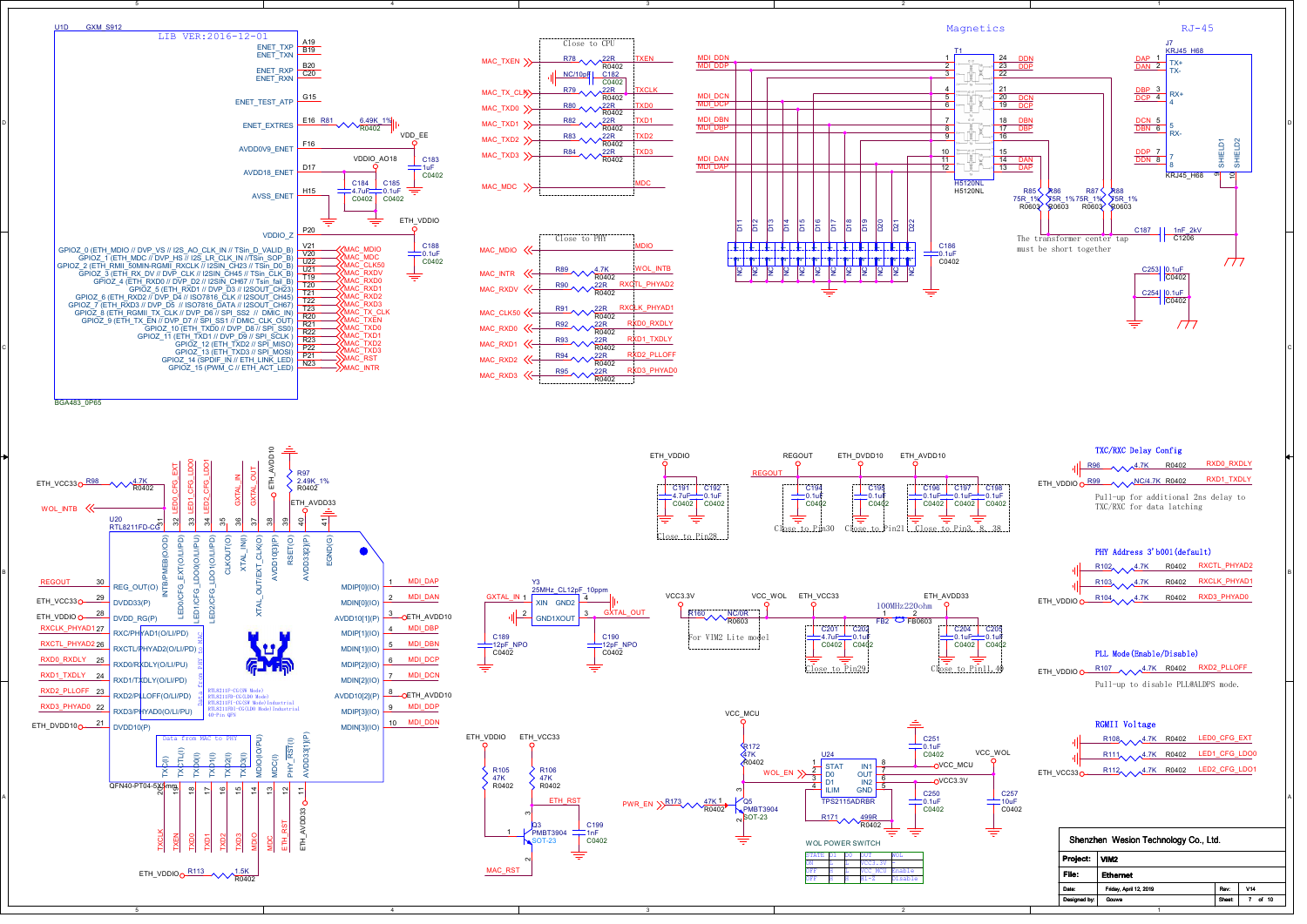# Magnetics

# RJ-45

U1D GXM_S912

LIB VER:2016-12-01

Close to CPU

Close to PHY

The transformer center tap must be short together

TXC/RXC Delay Config

Pull-up for additional 2ns delay to TXC/RXC for data latching

PHY Address 3'b001(default)

PLL Mode(Enable/Disable)

Pull-up to disable PLL@ALDPS mode.

RGMII Voltage

For VIM2 Lite model

100MHz220ohm

Close to Pin28

Close to Pin30

Close to Pin21

Close to Pin3, 8, 38

Close to Pin29

Close to Pin11, 48

Data from MAC to PHY

Data from PHY to MAC

RTL8211FD-CG

QFN40-PT04-5X5mm

RTL8211F-CG(SW Mode)
RTL8211FD-CG(LDO Mode)
RTL8211FI-CG(SW Mode)Industrial
RTL8211FDI-CG(LDO Mode)Industrial
40-Pin QFN

WOL POWER SWITCH

| STATE | D1 | D0 | OUT | WOL |
|---|---|---|---|---|
| ON | L | L | VCC3.3V | |
| OFF | H | L | VCC_MCU | Enable |
| OFF | H | H | Hi-Z | Disable |

| | |
|---|---|
| Shenzhen Wesion Technology Co., Ltd. | |
| Project: | VIM2 |
| File: | Ethernet |
| Date: | Friday, April 12, 2019 |
| Rev: | V14 |
| Designed by: | Gouwa |
| Sheet | 7 of 10 |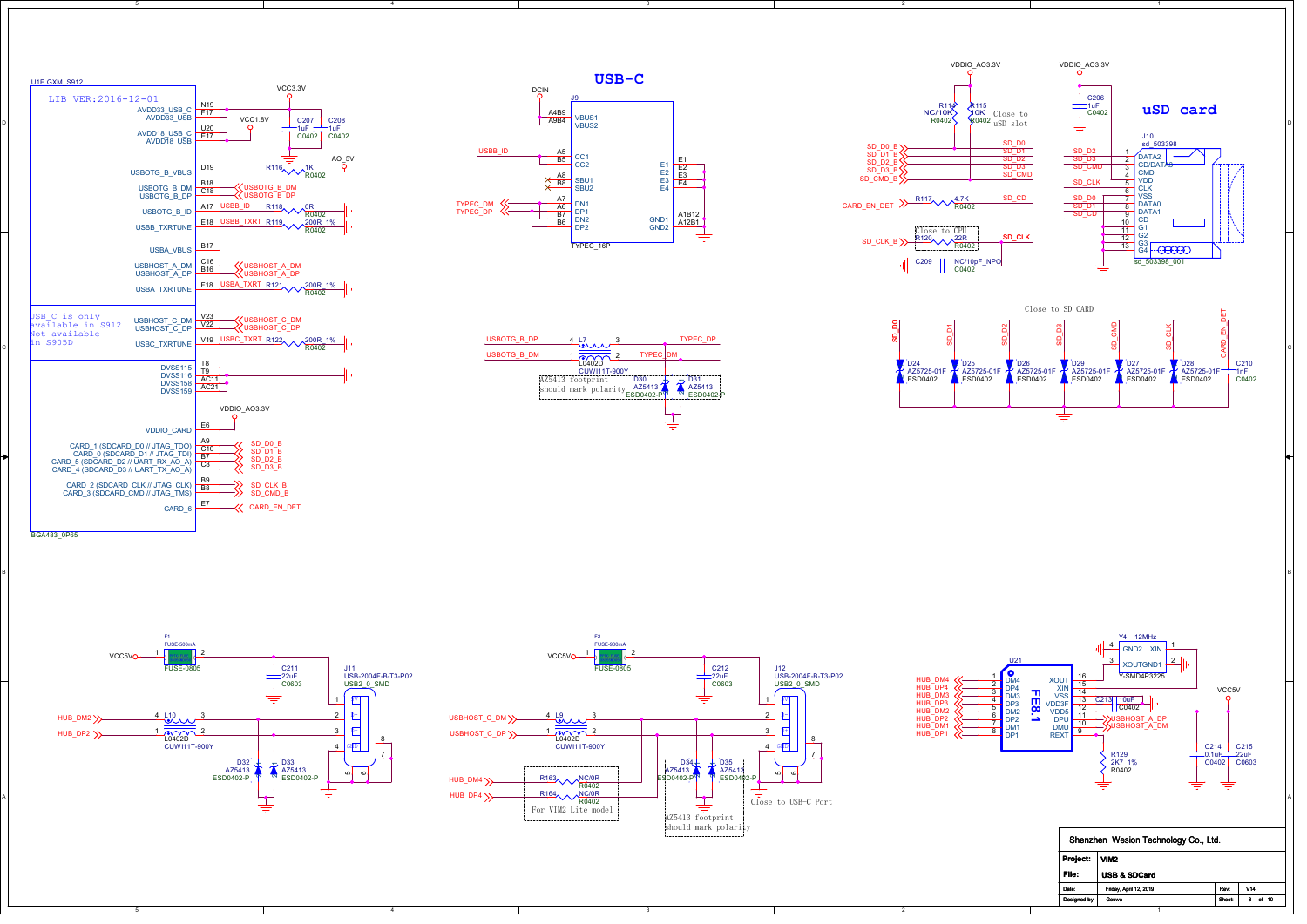## USB-C

## uSD card

**U1E GXM_S912**

LIB VER:2016-12-01

| Pin | Signal | Net |
|---|---|---|
| N19 | AVDD33_USB_C | VCC3.3V |
| F17 | AVDD33_USB | VCC3.3V |
| U20 | AVDD18_USB_C | VCC1.8V |
| E17 | AVDD18_USB | VCC1.8V |
| D19 | USBOTG_B_VBUS | R116 1K R0402 → AO_5V |
| B18 | USBOTG_B_DM | USBOTG_B_DM |
| C18 | USBOTG_B_DP | USBOTG_B_DP |
| A17 | USBOTG_B_ID | USBB_ID, R118 0R R0402 |
| E18 | USBB_TXRTUNE | USBB_TXRT, R119 200R_1% R0402 |
| B17 | USBA_VBUS | |
| C16 | USBHOST_A_DM | USBHOST_A_DM |
| B16 | USBHOST_A_DP | USBHOST_A_DP |
| F18 | USBA_TXRTUNE | USBA_TXRT, R121 200R_1% R0402 |
| V23 | USBHOST_C_DM | USBHOST_C_DM |
| V22 | USBHOST_C_DP | USBHOST_C_DP |
| V19 | USBC_TXRTUNE | USBC_TXRT, R122 200R_1% R0402 |
| T8 | DVSS115 | |
| T9 | DVSS116 | |
| AC11 | DVSS158 | |
| AC21 | DVSS159 | |
| E6 | VDDIO_CARD | VDDIO_AO3.3V |
| A9 | CARD_1 (SDCARD_D0 // JTAG_TDO) | SD_D0_B |
| C10 | CARD_0 (SDCARD_D1 // JTAG_TDI) | SD_D1_B |
| B7 | CARD_5 (SDCARD_D2 // UART_RX_AO_A) | SD_D2_B |
| C8 | CARD_4 (SDCARD_D3 // UART_TX_AO_A) | SD_D3_B |
| B9 | CARD_2 (SDCARD_CLK // JTAG_CLK) | SD_CLK_B |
| B8 | CARD_3 (SDCARD_CMD // JTAG_TMS) | SD_CMD_B |
| E7 | CARD_6 | CARD_EN_DET |

C207 1uF C0402, C208 1uF C0402

USB_C is only available in S912
Not available in S905D

BGA483_0P65

**J9 TYPEC_16P**

| Pin | Signal | Net |
|---|---|---|
| A4B9 | VBUS1 | DCIN |
| A9B4 | VBUS2 | DCIN |
| A5 | CC1 | USBB_ID |
| B5 | CC2 | |
| A8 | SBU1 | NC |
| B8 | SBU2 | NC |
| A7 | DN1 | TYPEC_DM |
| A6 | DP1 | TYPEC_DP |
| B7 | DN2 | TYPEC_DM |
| B6 | DP2 | TYPEC_DP |
| E1–E4 | E1–E4 | GND |
| A1B12 | GND1 | GND |
| A12B1 | GND2 | GND |

L7 L0402D CUWI11T-900Y: USBOTG_B_DP ↔ TYPEC_DP, USBOTG_B_DM ↔ TYPEC_DM

D30 AZ5413 ESD0402-P, D31 AZ5413 ESD0402-P

AZ5413 footprint should mark polarity

**uSD card — J10 sd_503398 (sd_503398_001)**

| Pin | Signal | Net |
|---|---|---|
| 1 | DATA2 | SD_D2 |
| 2 | CD/DATA3 | SD_D3 |
| 3 | CMD | SD_CMD |
| 4 | VDD | VDDIO_AO3.3V |
| 5 | CLK | SD_CLK |
| 6 | VSS | GND |
| 7 | DATA0 | SD_D0 |
| 8 | DATA1 | SD_D1 |
| 9 | CD | SD_CD |
| 10 | G1 | GND |
| 11 | G2 | GND |
| 12 | G3 | GND |
| 13 | G4 | GND |

R114 NC/10K R0402, R115 10K R0402 (VDDIO_AO3.3V) — Close to uSD slot

SD_D0_B → SD_D0, SD_D1_B → SD_D1, SD_D2_B → SD_D2, SD_D3_B → SD_D3, SD_CMD_B → SD_CMD

CARD_EN_DET — R117 4.7K R0402 — SD_CD

SD_CLK_B — R120 22R R0402 — SD_CLK (Close to CPU)

C209 NC/10pF_NPO C0402

C206 1uF C0402 (VDDIO_AO3.3V)

Close to SD CARD

| Net | Part |
|---|---|
| SD_D0 | D24 AZ5725-01F ESD0402 |
| SD_D1 | D25 AZ5725-01F ESD0402 |
| SD_D2 | D26 AZ5725-01F ESD0402 |
| SD_D3 | D29 AZ5725-01F ESD0402 |
| SD_CMD | D27 AZ5725-01F ESD0402 |
| SD_CLK | D28 AZ5725-01F ESD0402 |
| CARD_EN_DET | C210 1nF C0402 |

**J11 USB-2004F-B-T3-P02 USB2_0_SMD**

F1 FUSE-500mA FUSE-0805: VCC5V → pin 1; C211 22uF C0603

L10 L0402D CUWI11T-900Y: HUB_DM2 → pin 2, HUB_DP2 → pin 3

D32 AZ5413 ESD0402-P, D33 AZ5413 ESD0402-P

**J12 USB-2004F-B-T3-P02 USB2_0_SMD**

F2 FUSE-900mA FUSE-0805: VCC5V → pin 1; C212 22uF C0603

L9 L0402D CUWI11T-900Y: USBHOST_C_DM, USBHOST_C_DP

HUB_DM4 — R163 NC/0R R0402; HUB_DP4 — R164 NC/0R R0402 — For VIM2 Lite model

D34 AZ5413 ESD0402-P, D35 AZ5413 ESD0402-P

AZ5413 footprint should mark polarity

Close to USB-C Port

**U21 FE8.1**

| Pin | Signal | Net |
|---|---|---|
| 1 | DM4 | HUB_DM4 |
| 2 | DP4 | HUB_DP4 |
| 3 | DM3 | HUB_DM3 |
| 4 | DP3 | HUB_DP3 |
| 5 | DM2 | HUB_DM2 |
| 6 | DP2 | HUB_DP2 |
| 7 | DM1 | HUB_DM1 |
| 8 | DP1 | HUB_DP1 |
| 16 | XOUT | Y4 |
| 15 | XIN | Y4 |
| 14 | VSS | GND |
| 13 | VDD3F | C213 10uF C0402 |
| 12 | VDD5 | VCC5V |
| 11 | DPU | USBHOST_A_DP |
| 10 | DMU | USBHOST_A_DM |
| 9 | REXT | R129 2K7_1% R0402 |

Y4 12MHz Y-SMD4P3225

C214 0.1uF C0402, C215 22uF C0603 (VCC5V)

| | |
|---|---|
| Shenzhen Wesion Technology Co., Ltd. | |
| Project: | VIM2 |
| File: | USB & SDCard |
| Date: | Friday, April 12, 2019 |
| Rev: | V14 |
| Designed by: | Gouwa |
| Sheet | 8 of 10 |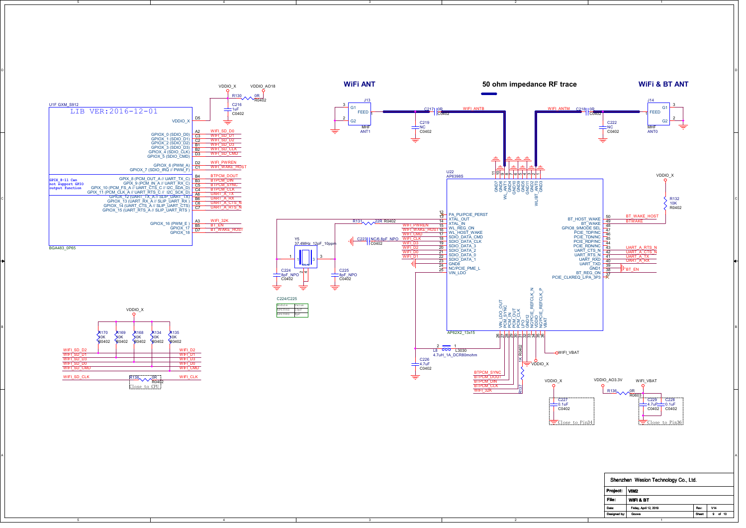## WiFi ANT

## 50 ohm impedance RF trace

## WiFi & BT ANT

U1F GXM_S912

LIB VER:2016-12-01

| Pin | Function | Net |
|---|---|---|
| D5 | VDDIO_X | |
| A2 | GPIOX_0 (SDIO_D0) | WIFI_SD_D0 |
| C3 | GPIOX_1 (SDIO_D1) | WIFI_SD_D1 |
| C2 | GPIOX_2 (SDIO_D2) | WIFI_SD_D2 |
| B1 | GPIOX_3 (SDIO_D3) | WIFI_SD_D3 |
| B2 | GPIOX_4 (SDIO_CLK) | WIFI_SD_CLK |
| D3 | GPIOX_5 (SDIO_CMD) | WIFI_SD_CMD |
| D2 | GPIOX_6 (PWM_A) | WIFI_PWREN |
| C1 | GPIOX_7 (SDIO_IRQ // PWM_F) | WIFI_WAKE_HOST |
| B4 | GPIOX_8 (PCM_OUT_A // UART_TX_C) | BTPCM_DOUT |
| B3 | GPIOX_9 (PCM_IN_A // UART_RX_C) | BTPCM_DIN |
| C5 | GPIOX_10 (PCM_FS_A // UART_CTS_C // I2C_SDA_D) | BTPCM_SYNC |
| C4 | GPIOX_11 (PCM_CLK_A // UART_RTS_C // I2C_SCK_D) | BTPCM_CLK |
| A6 | GPIOX_12 (UART_TX_A // SLIP_UART_TX) | UART_A_TX |
| B6 | GPIOX_13 (UART_RX_A // SLIP_UART_RX) | UART_A_RX |
| C6 | GPIOX_14 (UART_CTS_A // SLIP_UART_CTS) | UART_A_CTS_N |
| C7 | GPIOX_15 (UART_RTS_A // SLIP_UART_RTS) | UART_A_RTS_N |
| A3 | GPIOX_16 (PWM_E) | WIFI_32K |
| B5 | GPIOX_17 | BT_EN |
| D7 | GPIOX_18 | BT_WAKE_HOST |

GPIX_8-11 Can not support GPIO output function

BGA483_0P65

VDDIO_X, VDDIO_AO18, R130 0R R0402, C216 1uF C0402

J13 MHF ANT1 (G1, G2, FEED), C217 0R C0402, C219 NC C0402, WIFI_ANTB

J14 MHF ANT0 (G1, G2, FEED), C218 0R C0402, C222 NC C0402, WIFI_ANTM

U22 AP6398S

| Pin | Function | Net |
|---|---|---|
| 12 | PA_PU/PCIE_PERST | |
| 13 | XTAL_OUT | |
| 14 | XTAL_IN | |
| 15 | WL_REG_ON | WIFI_PWREN |
| 16 | WL_HOST_WAKE | WIFI_WAKE_HOST |
| 17 | SDIO_DATA_CMD | WIFI_CMD |
| 18 | SDIO_DATA_CLK | WIFI_CLK |
| 19 | SDIO_DATA_3 | WIFI_D3 |
| 20 | SDIO_DATA_2 | WIFI_D2 |
| 21 | SDIO_DATA_0 | WIFI_D0 |
| 22 | SDIO_DATA_1 | WIFI_D1 |
| 23 | GND8 | |
| 24 | NC/PCIE_PME_L | |
| 25 | VIN_LDO | |
| 50 | BT_HOST_WAKE | BT_WAKE_HOST |
| 49 | BT_WAKE | BTWAKE |
| 48 | GPIO8_9/MODE SEL | |
| 47 | PCIE_TDP/NC | |
| 46 | PCIE_TDN/NC | |
| 45 | PCIE_RDP/NC | |
| 44 | PCIE_RDN/NC | |
| 43 | UART_CTS_N | UART_A_RTS_N |
| 42 | UART_RTS_N | UART_A_CTS_N |
| 41 | UART_RXD | UART_A_TX |
| 40 | UART_TXD | UART_A_RX |
| 39 | GND1 | |
| 38 | BT_REG_ON | BT_EN |
| 37 | PCIE_CLKREQ_L/PA_3P3 | |
| 11 | GND7 | |
| 10 | GND6 | |
| 9 | WL_ANT1 | |
| 8 | GND4 | |
| 7 | GND10 | |
| 6 | GND9 | |
| 5 | GND5 | |
| 4 | GND11 | |
| 3 | GND2 | |
| 2 | WL/BT_ANT0 | |
| 1 | GND3 | |
| 26 | VIN_LDO_OUT | |
| 27 | PCM_SYNC | BTPCM_SYNC |
| 28 | PCM_IN | BTPCM_DOUT |
| 29 | PCM_OUT | BTPCM_DIN |
| 30 | PCM_CLK | BTPCM_CLK |
| 31 | LPO | WIFI_32K |
| 32 | GND12 | |
| 33 | NC/PCIE_REFCLK_N | |
| 34 | VDDIO | |
| 35 | NC/PCIE_REFCLK_P | |
| 36 | VBAT | |

AP62X2_13x15

R131 22R R0402, C223 NC/6.8pF_NPO C0402

Y5 37.4MHz_12pF_10ppm, C224 8pF_NPO C0402, C225 8pF_NPO C0402

C224/C225

| Module | Value |
|---|---|
| AP6356S | 15pF |
| AP6398S | 8pF |

L8 4.7uH_1A_DCR80mohm L3030, C226 4.7uF C0402, R137 1K R0402, WIFI_VBAT, VDDIO_X

R132 10K R0402, VDDIO_X

VDDIO_X, C227 0.1uF C0402, Close to Pin34

VDDIO_AO3.3V, R136 0R R0603, WIFI_VBAT, C229 4.7uF C0402, C228 0.1uF C0402, Close to Pin36

VDDIO_X: R170 10K R0402, R169 10K R0402, R168 10K R0402, R134 10K R0402, R135 10K R0402

| From | To |
|---|---|
| WIFI_SD_D2 | WIFI_D2 |
| WIFI_SD_D1 | WIFI_D1 |
| WIFI_SD_D3 | WIFI_D3 |
| WIFI_SD_D0 | WIFI_D0 |
| WIFI_SD_CMD | WIFI_CMD |
| WIFI_SD_CLK | WIFI_CLK (R138 0R R0402, Close to CPU) |

| Shenzhen Wesion Technology Co., Ltd. | | | |
|---|---|---|---|
| Project: | VIM2 | | |
| File: | WIFI & BT | | |
| Date: | Friday, April 12, 2019 | Rev: | V14 |
| Designed by: | Gouwa | Sheet | 9 of 10 |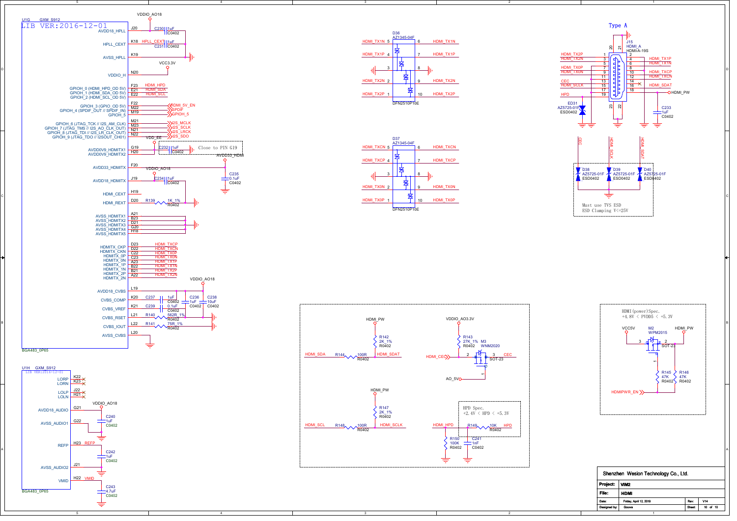U1G GXM_S912
LIB VER:2016-12-01

| Pin | Signal | Net |
|---|---|---|
| J20 | AVDD18_HPLL | VDDIO_AO18 (C230 1uF C0402) |
| K18 | HPLL_CEXT | HPLL_CEXT (C231 1uF C0402) |
| K19 | AVSS_HPLL | GND |
| N20 | VDDIO_H | VCC3.3V |
| F23 | GPIOH_0 (HDMI_HPD_OD 5V) | HDMI_HPD |
| E21 | GPIOH_1 (HDMI_SDA_OD 5V) | HDMI_SDA |
| E22 | GPIOH_2 (HDMI_SCL_OD 5V) | HDMI_SCL |
| F22 | GPIOH_3 (GPIO_OD 5V) | HDMI_5V_EN |
| M22 | GPIOH_4 (SPDIF_OUT // SPDIF_IN) | SPDIF |
| M19 | GPIOH_5 | GPIOH_5 |
| M21 | GPIOH_6 (JTAG_TCK // I2S_AM_CLK) | I2S_MCLK |
| M23 | GPIOH_7 (JTAG_TMS // I2S_AO_CLK_OUT) | I2S_SCLK |
| N21 | GPIOH_8 (JTAG_TDI // I2S_LR_CLK_OUT) | I2S_LRCK |
| N22 | GPIOH_9 (JTAG_TDO // I2SOUT_CH01) | I2S_SDO |
| G19 | AVDD0V9_HDMITX1 | VDD_EE (C232 1uF C0402) |
| H20 | AVDD0V9_HDMITX2 | VDD_EE |
| F20 | AVDD33_HDMITX | AVDD33_HDMI (C235 0.1uF C0402) |
| J19 | AVDD18_HDMITX | VDDIO_AO18 (C234 1uF C0402) |
| H19 | HDMI_CEXT | |
| D20 | HDMI_REXT | R139 1K_1% R0402 to GND |
| A21 | AVSS_HDMITX1 | GND |
| B23 | AVSS_HDMITX2 | GND |
| D21 | AVSS_HDMITX3 | GND |
| G20 | AVSS_HDMITX4 | GND |
| H18 | AVSS_HDMITX5 | GND |
| D23 | HDMITX_CKP | HDMI_TXCP |
| D22 | HDMITX_CKN | HDMI_TXCN |
| C22 | HDMITX_0P | HDMI_TX0P |
| C23 | HDMITX_0N | HDMI_TX0N |
| A23 | HDMITX_1P | HDMI_TX1P |
| B22 | HDMITX_1N | HDMI_TX1N |
| B21 | HDMITX_2P | HDMI_TX2P |
| A22 | HDMITX_2N | HDMI_TX2N |
| L19 | AVDD18_CVBS | VDDIO_AO18 (C236 1uF C0402, C238 10uF C0402) |
| K20 | CVBS_COMP | C237 1uF C0402 |
| K21 | CVBS_VREF | C239 0.1uF C0402 |
| L21 | CVBS_RSET | R140 562R_1% R0402 |
| L22 | CVBS_IOUT | R141 75R_1% R0402 |
| L20 | AVSS_CVBS | GND |

Close to PIN G19

BGA483_0P65

U1H GXM_S912
LIB VER:2016-12-01

| Pin | Signal | Net |
|---|---|---|
| K22 | LORP | NC |
| K23 | LORN | NC |
| J22 | LOLP | NC |
| H21 | LOLN | NC |
| G21 | AVDD18_AUDIO | VDDIO_AO18 (C240 1uF C0402) |
| G22 | AVSS_AUDIO1 | GND |
| H23 | REFP | REFP (C242 1uF C0402) |
| J21 | AVSS_AUDIO2 | GND |
| H22 | VMID | VMID (C243 4.7uF C0402) |

BGA483_0P65

D36 AZ1345-04F DFN2510P10E: HDMI_TX1N (5/6), HDMI_TX1P (4/7), GND (3/8), HDMI_TX2N (2/9), HDMI_TX2P (1/10)

D37 AZ1345-04F DFN2510P10E: HDMI_TXCN (5/6), HDMI_TXCP (4/7), GND (3/8), HDMI_TX0N (2/9), HDMI_TX0P (1/10)

Type A

J15 HDMI_A HDMI-A-19S

| Pin | Net | Pin | Net |
|---|---|---|---|
| 1 | HDMI_TX2P | 2 | GND |
| 3 | HDMI_TX2N | 4 | HDMI_TX1P |
| 5 | GND | 6 | HDMI_TX1N |
| 7 | HDMI_TX0P | 8 | GND |
| 9 | HDMI_TX0N | 10 | HDMI_TXCP |
| 11 | GND | 12 | HDMI_TXCN |
| 13 | CEC | 14 | |
| 15 | HDMI_SCLK | 16 | HDMI_SDAT |
| 17 | GND | 18 | HDMI_PW |
| 19 | HPD | 20, 21, 22, 23 | GND |

ED31 AZ5725-01F ESD0402 (HPD)

C233 1uF C0402 (HDMI_PW)

D38 AZ5725-01F ESD0402 (CEC), D39 AZ5725-01F ESD0402 (HDMI_SCLK), D40 AZ5725-01F ESD0402 (HDMI_SDAT)

Must use TVS ESD
ESD Clamping V<=25V

HDMI_SDA — R144 100R R0402 — HDMI_SDAT; pull-up R142 2K_1% R0402 to HDMI_PW

HDMI_SCL — R148 100R R0402 — HDMI_SCLK; pull-up R147 2K_1% R0402 to HDMI_PW

HDMI_CEC — M3 WNM2020 SOT-23 — CEC; R143 27K_1% R0402 to VDDIO_AO3.3V; gate AO_5V

HDMI_HPD — R149 10K R0402 — HPD; R150 100K R0402 to GND; C241 1nF C0402 to GND

HPD Spec.
+2.4V < HPD < +5.3V

HDMI(power)Spec.
+4.8V < PVDD5 < +5.3V

VCC5V — M2 WPM2015 SOT-23 — HDMI_PW; R145 47K R0402, R146 47K R0402; HDMIPWR_EN

| | |
|---|---|
| Shenzhen Wesion Technology Co., Ltd. | |
| Project: | VIM2 |
| File: | HDMI |
| Date: | Friday, April 12, 2019 |
| Rev: | V14 |
| Designed by: | Gouwa |
| Sheet | 10 of 10 |